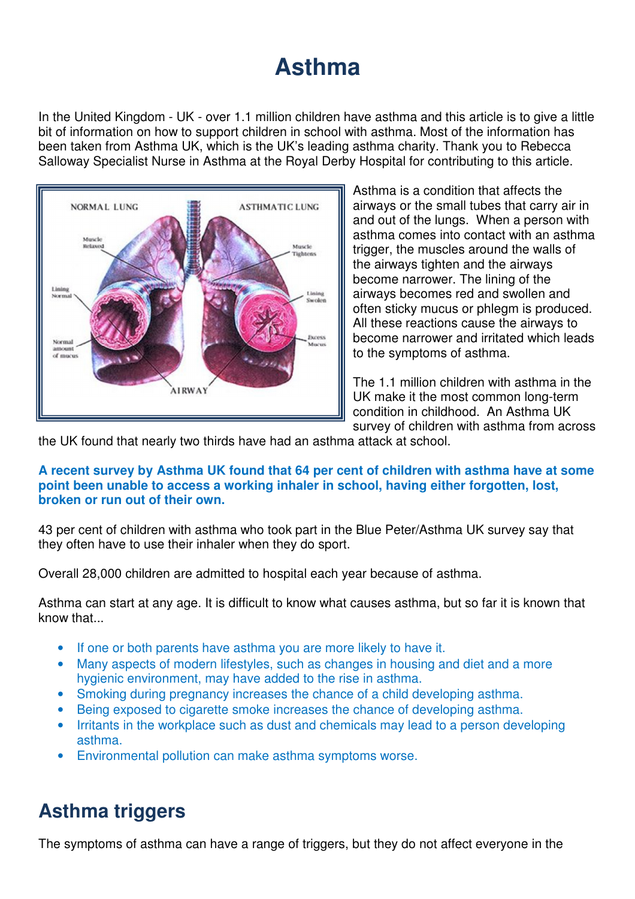# Asthma

In the United Kingdom - UK - over 1.1 million children have asthma and this article is to give a little bit of information on how to support children in school with asthma. Most of the information has been taken from Asthma UK, which is the UK's leading asthma charity. Thank you to Rebecca Salloway Specialist Nurse in Asthma at the Royal Derby Hospital for contributing to this article.

Asthma is a condition that affects the airways or the small tubes that carry air in and out of the lungs. When a person with asthma comes into contact with an asthma trigger, the muscles around the walls of the airways tighten and the airways become narrower. The lining of the airways becomes red and swollen and often sticky mucus or phlegm is produced. All these reactions cause the airways to become narrower and irritated which leads to the symptoms of asthma.

The 1.1 million children with asthma in the UK make it the most common long-term condition in childhood. An Asthma UK survey of children with asthma from across the UK found that nearly two thirds have had an asthma attack at school.

**A recent survey by Asthma UK found that 64 per cent of children with asthma have at some point been unable to access a working inhaler in school, having either forgotten, lost, broken or run out of their own.**

43 per cent of children with asthma who took part in the Blue Peter/Asthma UK survey say that they often have to use their inhaler when they do sport.

Overall 28,000 children are admitted to hospital each year because of asthma.

Asthma can start at any age. It is difficult to know what causes asthma, but so far it is known that know that...

- If one or both parents have asthma you are more likely to have it.
- Many aspects of modern lifestyles, such as changes in housing and diet and a more hygienic environment, may have added to the rise in asthma.
- Smoking during pregnancy increases the chance of a child developing asthma.
- Being exposed to cigarette smoke increases the chance of developing asthma.
- Irritants in the workplace such as dust and chemicals may lead to a person developing asthma.
- Environmental pollution can make asthma symptoms worse.

## Asthma triggers

The symptoms of asthma can have a range of triggers, but they do not affect everyone in the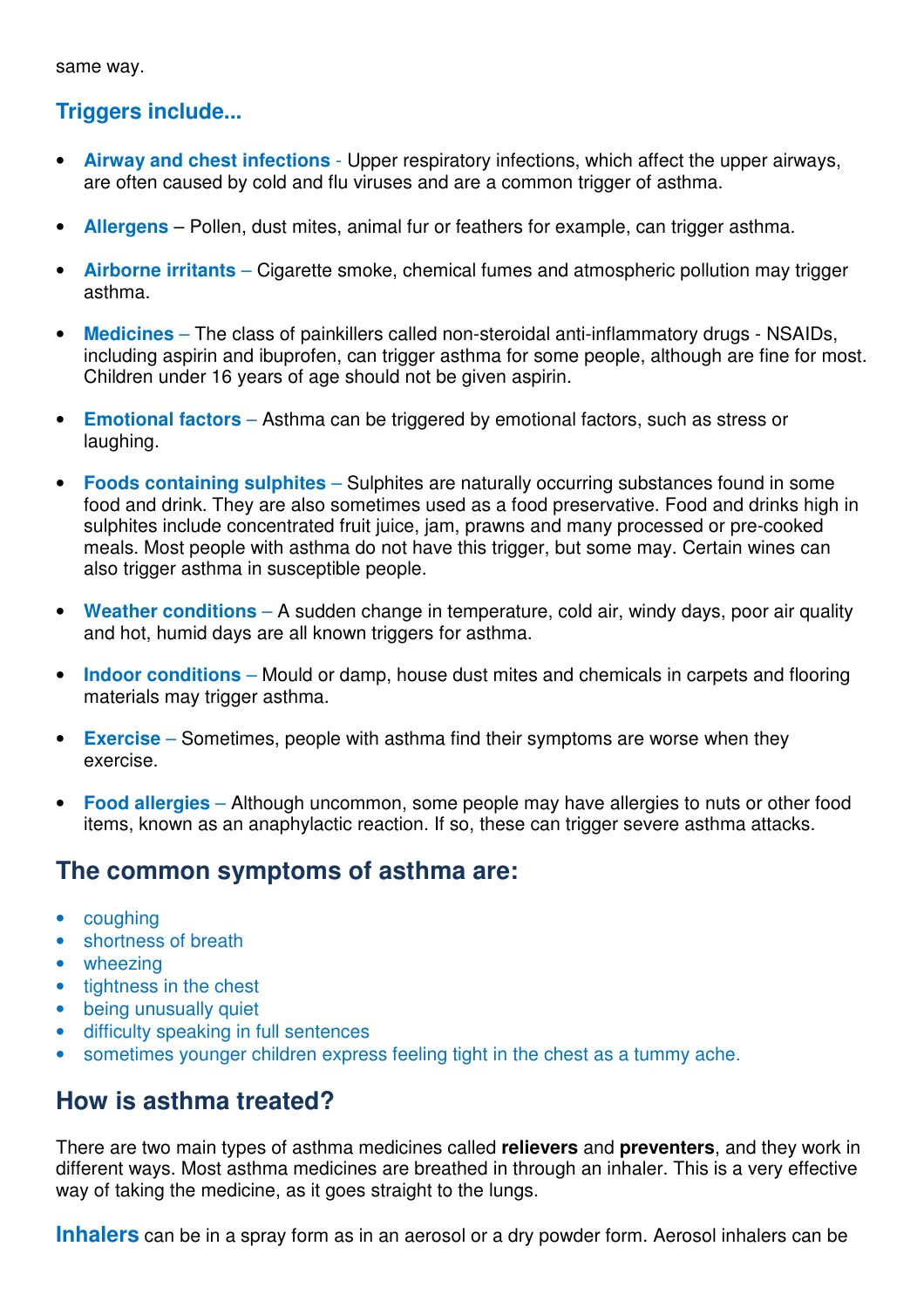same way.

## Triggers include...

- **Airway and chest infections** - Upper respiratory infections, which affect the upper airways, are often caused by cold and flu viruses and are a common trigger of asthma.
- **Allergens** – Pollen, dust mites, animal fur or feathers for example, can trigger asthma.
- **Airborne irritants** – Cigarette smoke, chemical fumes and atmospheric pollution may trigger asthma.
- **Medicines** – The class of painkillers called non-steroidal anti-inflammatory drugs - NSAIDs, including aspirin and ibuprofen, can trigger asthma for some people, although are fine for most. Children under 16 years of age should not be given aspirin.
- **Emotional factors** – Asthma can be triggered by emotional factors, such as stress or laughing.
- **Foods containing sulphites** – Sulphites are naturally occurring substances found in some food and drink. They are also sometimes used as a food preservative. Food and drinks high in sulphites include concentrated fruit juice, jam, prawns and many processed or pre-cooked meals. Most people with asthma do not have this trigger, but some may. Certain wines can also trigger asthma in susceptible people.
- **Weather conditions** – A sudden change in temperature, cold air, windy days, poor air quality and hot, humid days are all known triggers for asthma.
- **Indoor conditions** – Mould or damp, house dust mites and chemicals in carpets and flooring materials may trigger asthma.
- **Exercise** – Sometimes, people with asthma find their symptoms are worse when they exercise.
- **Food allergies** – Although uncommon, some people may have allergies to nuts or other food items, known as an anaphylactic reaction. If so, these can trigger severe asthma attacks.

## The common symptoms of asthma are:

- coughing
- shortness of breath
- wheezing
- tightness in the chest
- being unusually quiet
- difficulty speaking in full sentences
- sometimes younger children express feeling tight in the chest as a tummy ache.

## How is asthma treated?

There are two main types of asthma medicines called **relievers** and **preventers**, and they work in different ways. Most asthma medicines are breathed in through an inhaler. This is a very effective way of taking the medicine, as it goes straight to the lungs.

**Inhalers** can be in a spray form as in an aerosol or a dry powder form. Aerosol inhalers can be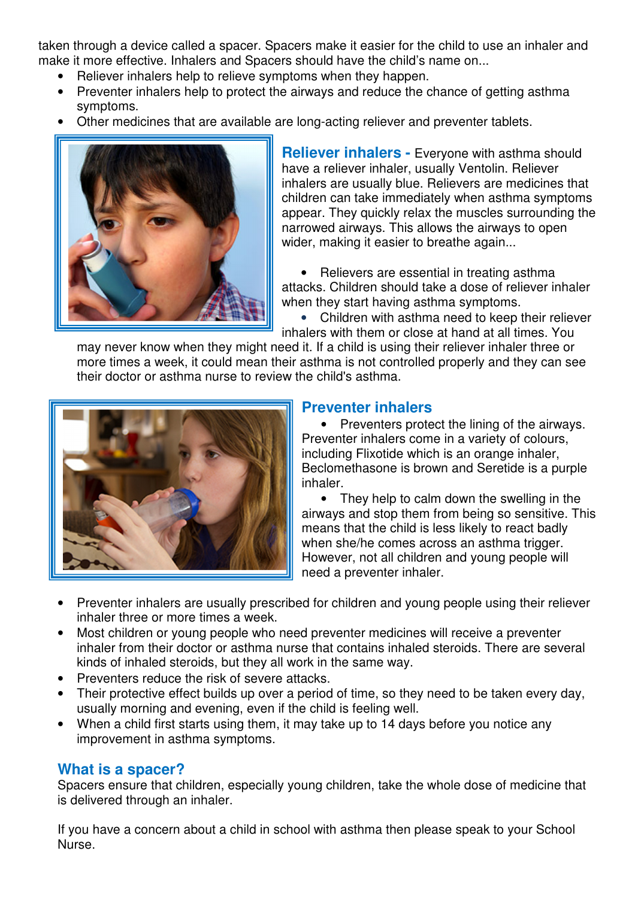taken through a device called a spacer. Spacers make it easier for the child to use an inhaler and make it more effective. Inhalers and Spacers should have the child's name on...

- Reliever inhalers help to relieve symptoms when they happen.
- Preventer inhalers help to protect the airways and reduce the chance of getting asthma symptoms.
- Other medicines that are available are long-acting reliever and preventer tablets.

## Reliever inhalers

**Reliever inhalers -** Everyone with asthma should have a reliever inhaler, usually Ventolin. Reliever inhalers are usually blue. Relievers are medicines that children can take immediately when asthma symptoms appear. They quickly relax the muscles surrounding the narrowed airways. This allows the airways to open wider, making it easier to breathe again...

- Relievers are essential in treating asthma attacks. Children should take a dose of reliever inhaler when they start having asthma symptoms.
- Children with asthma need to keep their reliever inhalers with them or close at hand at all times. You may never know when they might need it. If a child is using their reliever inhaler three or more times a week, it could mean their asthma is not controlled properly and they can see their doctor or asthma nurse to review the child's asthma.

## Preventer inhalers

- Preventers protect the lining of the airways. Preventer inhalers come in a variety of colours, including Flixotide which is an orange inhaler, Beclomethasone is brown and Seretide is a purple inhaler.
- They help to calm down the swelling in the airways and stop them from being so sensitive. This means that the child is less likely to react badly when she/he comes across an asthma trigger. However, not all children and young people will need a preventer inhaler.
- Preventer inhalers are usually prescribed for children and young people using their reliever inhaler three or more times a week.
- Most children or young people who need preventer medicines will receive a preventer inhaler from their doctor or asthma nurse that contains inhaled steroids. There are several kinds of inhaled steroids, but they all work in the same way.
- Preventers reduce the risk of severe attacks.
- Their protective effect builds up over a period of time, so they need to be taken every day, usually morning and evening, even if the child is feeling well.
- When a child first starts using them, it may take up to 14 days before you notice any improvement in asthma symptoms.

## What is a spacer?

Spacers ensure that children, especially young children, take the whole dose of medicine that is delivered through an inhaler.

If you have a concern about a child in school with asthma then please speak to your School Nurse.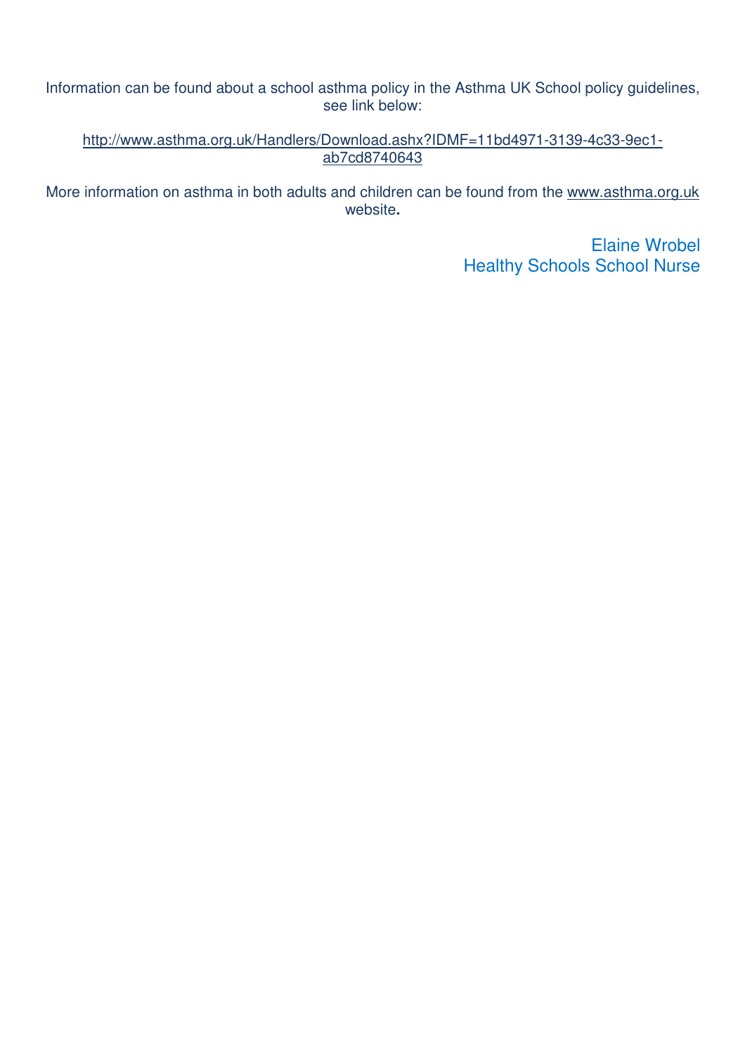Information can be found about a school asthma policy in the Asthma UK School policy guidelines, see link below:

http://www.asthma.org.uk/Handlers/Download.ashx?IDMF=11bd4971-3139-4c33-9ec1-ab7cd8740643

More information on asthma in both adults and children can be found from the www.asthma.org.uk website**.**

Elaine Wrobel
Healthy Schools School Nurse